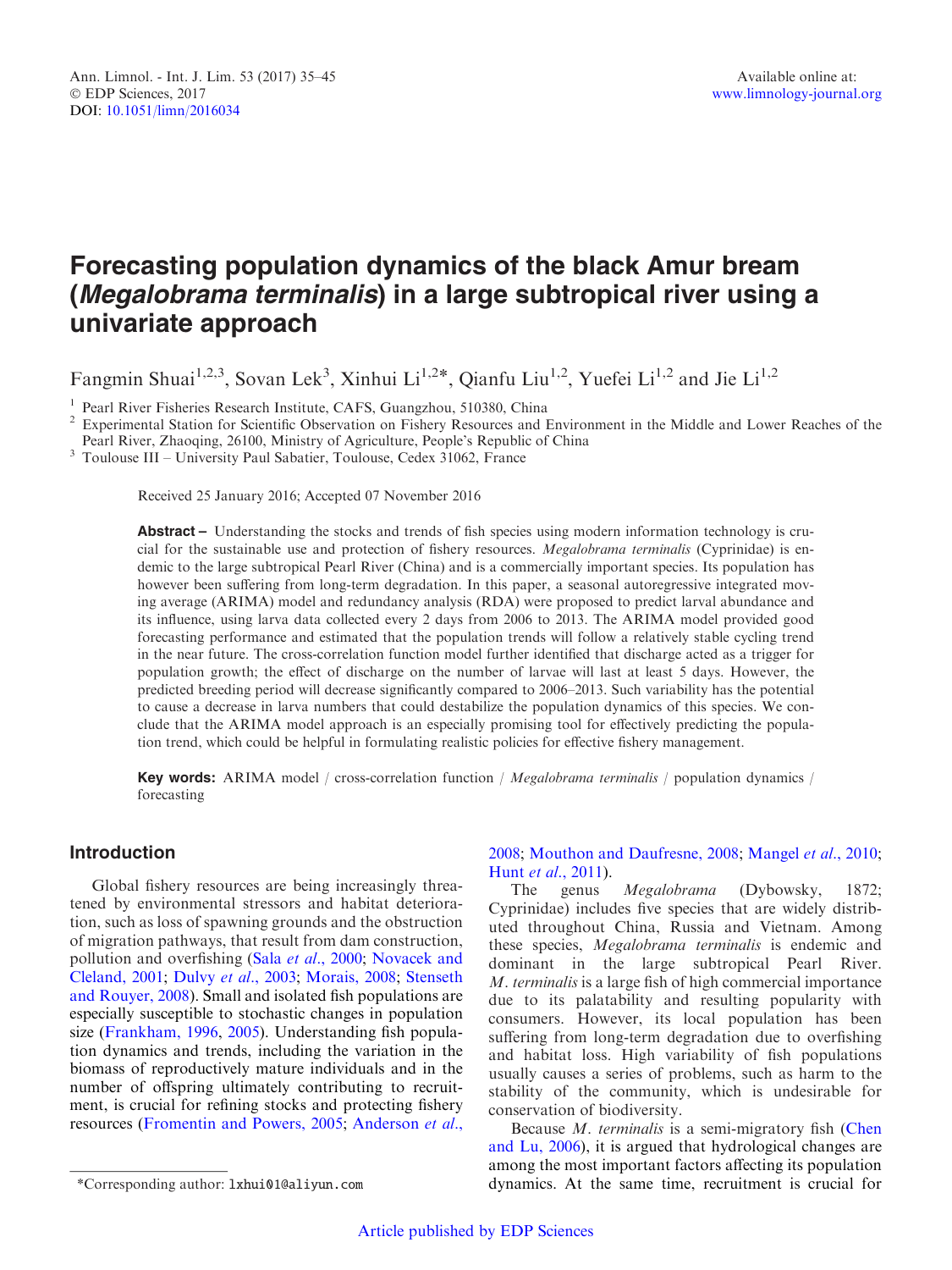# Forecasting population dynamics of the black Amur bream (*Megalobrama terminalis*) in a large subtropical river using a univariate approach

Fangmin Shuai[1,2,3], Sovan Lek[3], Xinhui Li[1,2*], Qianfu Liu[1,2], Yuefei Li[1,2] and Jie Li[1,2]

[1] Pearl River Fisheries Research Institute, CAFS, Guangzhou, 510380, China

[2] Experimental Station for Scientific Observation on Fishery Resources and Environment in the Middle and Lower Reaches of the Pearl River, Zhaoqing, 26100, Ministry of Agriculture, People's Republic of China

[3] Toulouse III – University Paul Sabatier, Toulouse, Cedex 31062, France

Received 25 January 2016; Accepted 07 November 2016

**Abstract –** Understanding the stocks and trends of fish species using modern information technology is crucial for the sustainable use and protection of fishery resources. *Megalobrama terminalis* (Cyprinidae) is endemic to the large subtropical Pearl River (China) and is a commercially important species. Its population has however been suffering from long-term degradation. In this paper, a seasonal autoregressive integrated moving average (ARIMA) model and redundancy analysis (RDA) were proposed to predict larval abundance and its influence, using larva data collected every 2 days from 2006 to 2013. The ARIMA model provided good forecasting performance and estimated that the population trends will follow a relatively stable cycling trend in the near future. The cross-correlation function model further identified that discharge acted as a trigger for population growth; the effect of discharge on the number of larvae will last at least 5 days. However, the predicted breeding period will decrease significantly compared to 2006–2013. Such variability has the potential to cause a decrease in larva numbers that could destabilize the population dynamics of this species. We conclude that the ARIMA model approach is an especially promising tool for effectively predicting the population trend, which could be helpful in formulating realistic policies for effective fishery management.

**Key words:** ARIMA model / cross-correlation function / *Megalobrama terminalis* / population dynamics / forecasting

## Introduction

Global fishery resources are being increasingly threatened by environmental stressors and habitat deterioration, such as loss of spawning grounds and the obstruction of migration pathways, that result from dam construction, pollution and overfishing (Sala *et al*., 2000; Novacek and Cleland, 2001; Dulvy *et al*., 2003; Morais, 2008; Stenseth and Rouyer, 2008). Small and isolated fish populations are especially susceptible to stochastic changes in population size (Frankham, 1996, 2005). Understanding fish population dynamics and trends, including the variation in the biomass of reproductively mature individuals and in the number of offspring ultimately contributing to recruitment, is crucial for refining stocks and protecting fishery resources (Fromentin and Powers, 2005; Anderson *et al*., 2008; Mouthon and Daufresne, 2008; Mangel *et al*., 2010; Hunt *et al*., 2011).

The genus *Megalobrama* (Dybowsky, 1872; Cyprinidae) includes five species that are widely distributed throughout China, Russia and Vietnam. Among these species, *Megalobrama terminalis* is endemic and dominant in the large subtropical Pearl River. *M. terminalis* is a large fish of high commercial importance due to its palatability and resulting popularity with consumers. However, its local population has been suffering from long-term degradation due to overfishing and habitat loss. High variability of fish populations usually causes a series of problems, such as harm to the stability of the community, which is undesirable for conservation of biodiversity.

Because *M. terminalis* is a semi-migratory fish (Chen and Lu, 2006), it is argued that hydrological changes are among the most important factors affecting its population dynamics. At the same time, recruitment is crucial for

*Corresponding author: lxhui01@aliyun.com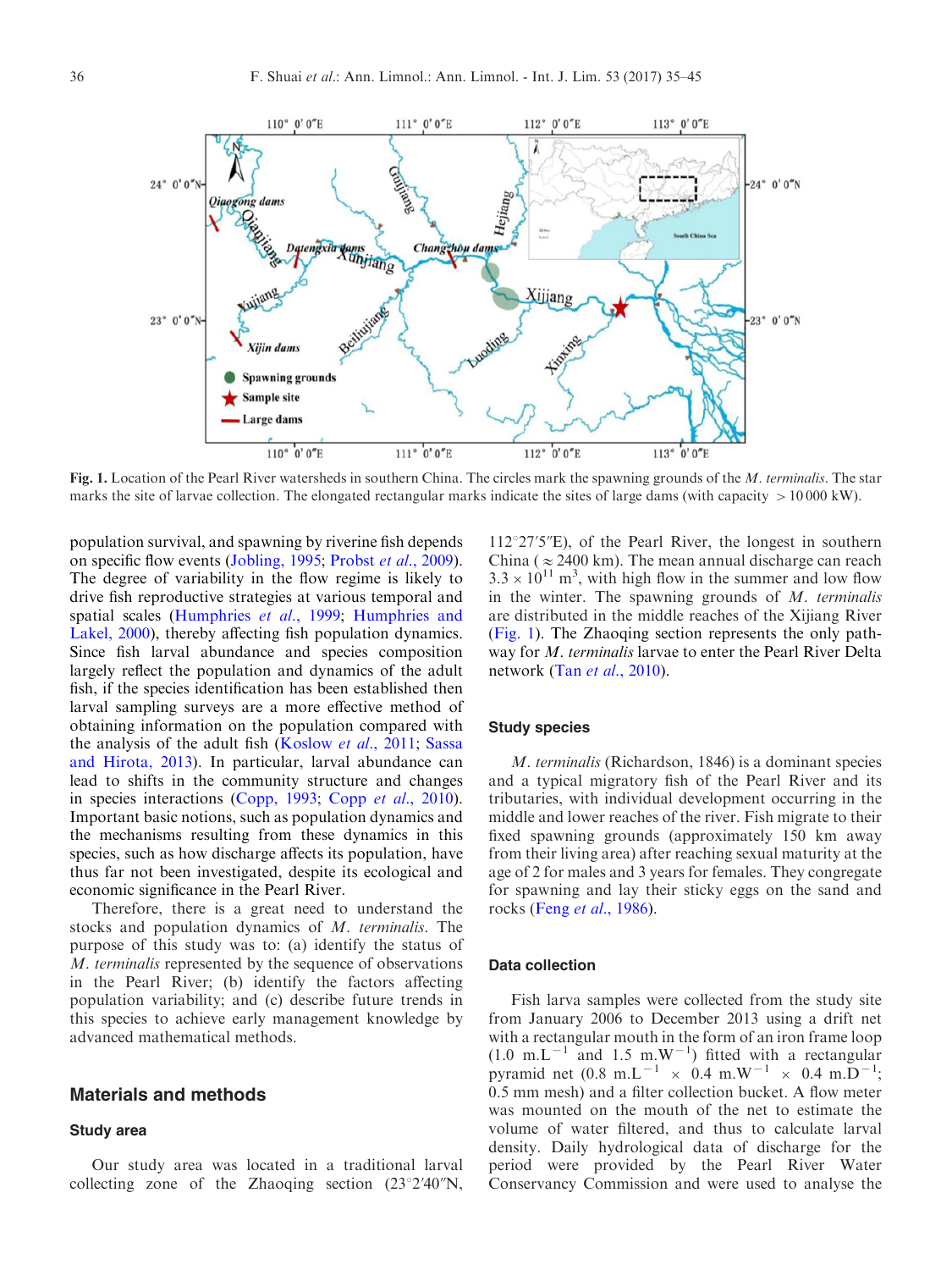**Fig. 1.** Location of the Pearl River watersheds in southern China. The circles mark the spawning grounds of the *M. terminalis*. The star marks the site of larvae collection. The elongated rectangular marks indicate the sites of large dams (with capacity > 10 000 kW).

population survival, and spawning by riverine fish depends on specific flow events (Jobling, 1995; Probst *et al.*, 2009). The degree of variability in the flow regime is likely to drive fish reproductive strategies at various temporal and spatial scales (Humphries *et al.*, 1999; Humphries and Lakel, 2000), thereby affecting fish population dynamics. Since fish larval abundance and species composition largely reflect the population and dynamics of the adult fish, if the species identification has been established then larval sampling surveys are a more effective method of obtaining information on the population compared with the analysis of the adult fish (Koslow *et al.*, 2011; Sassa and Hirota, 2013). In particular, larval abundance can lead to shifts in the community structure and changes in species interactions (Copp, 1993; Copp *et al.*, 2010). Important basic notions, such as population dynamics and the mechanisms resulting from these dynamics in this species, such as how discharge affects its population, have thus far not been investigated, despite its ecological and economic significance in the Pearl River.

Therefore, there is a great need to understand the stocks and population dynamics of *M. terminalis*. The purpose of this study was to: (a) identify the status of *M. terminalis* represented by the sequence of observations in the Pearl River; (b) identify the factors affecting population variability; and (c) describe future trends in this species to achieve early management knowledge by advanced mathematical methods.

## Materials and methods

### Study area

Our study area was located in a traditional larval collecting zone of the Zhaoqing section (23°2′40″N, 112°27′5″E), of the Pearl River, the longest in southern China (≈ 2400 km). The mean annual discharge can reach $3.3 \times 10^{11}$ m$^3$, with high flow in the summer and low flow in the winter. The spawning grounds of *M. terminalis* are distributed in the middle reaches of the Xijiang River (Fig. 1). The Zhaoqing section represents the only pathway for *M. terminalis* larvae to enter the Pearl River Delta network (Tan *et al.*, 2010).

### Study species

*M. terminalis* (Richardson, 1846) is a dominant species and a typical migratory fish of the Pearl River and its tributaries, with individual development occurring in the middle and lower reaches of the river. Fish migrate to their fixed spawning grounds (approximately 150 km away from their living area) after reaching sexual maturity at the age of 2 for males and 3 years for females. They congregate for spawning and lay their sticky eggs on the sand and rocks (Feng *et al.*, 1986).

### Data collection

Fish larva samples were collected from the study site from January 2006 to December 2013 using a drift net with a rectangular mouth in the form of an iron frame loop (1.0 m.L$^{-1}$ and 1.5 m.W$^{-1}$) fitted with a rectangular pyramid net (0.8 m.L$^{-1}$ × 0.4 m.W$^{-1}$ × 0.4 m.D$^{-1}$; 0.5 mm mesh) and a filter collection bucket. A flow meter was mounted on the mouth of the net to estimate the volume of water filtered, and thus to calculate larval density. Daily hydrological data of discharge for the period were provided by the Pearl River Water Conservancy Commission and were used to analyse the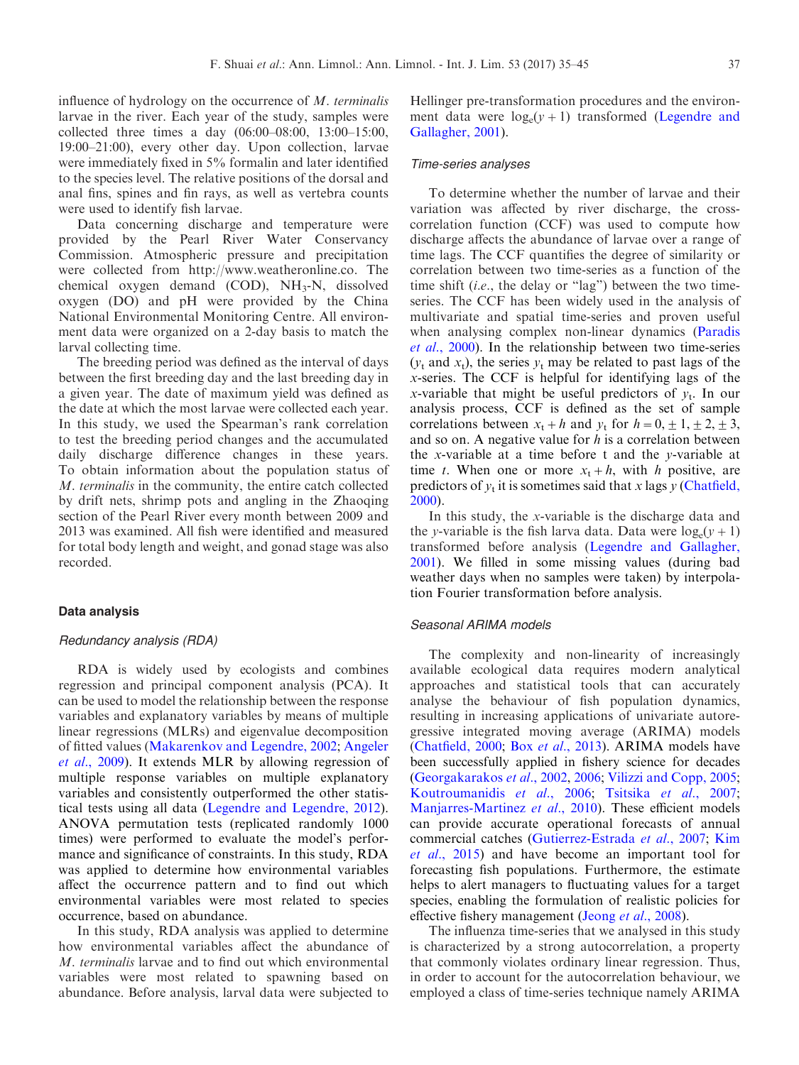influence of hydrology on the occurrence of *M. terminalis* larvae in the river. Each year of the study, samples were collected three times a day (06:00–08:00, 13:00–15:00, 19:00–21:00), every other day. Upon collection, larvae were immediately fixed in 5% formalin and later identified to the species level. The relative positions of the dorsal and anal fins, spines and fin rays, as well as vertebra counts were used to identify fish larvae.

Data concerning discharge and temperature were provided by the Pearl River Water Conservancy Commission. Atmospheric pressure and precipitation were collected from http://www.weatheronline.co. The chemical oxygen demand (COD), $NH_3$-N, dissolved oxygen (DO) and pH were provided by the China National Environmental Monitoring Centre. All environment data were organized on a 2-day basis to match the larval collecting time.

The breeding period was defined as the interval of days between the first breeding day and the last breeding day in a given year. The date of maximum yield was defined as the date at which the most larvae were collected each year. In this study, we used the Spearman's rank correlation to test the breeding period changes and the accumulated daily discharge difference changes in these years. To obtain information about the population status of *M. terminalis* in the community, the entire catch collected by drift nets, shrimp pots and angling in the Zhaoqing section of the Pearl River every month between 2009 and 2013 was examined. All fish were identified and measured for total body length and weight, and gonad stage was also recorded.

### Data analysis

#### Redundancy analysis (RDA)

RDA is widely used by ecologists and combines regression and principal component analysis (PCA). It can be used to model the relationship between the response variables and explanatory variables by means of multiple linear regressions (MLRs) and eigenvalue decomposition of fitted values (Makarenkov and Legendre, 2002; Angeler *et al.*, 2009). It extends MLR by allowing regression of multiple response variables on multiple explanatory variables and consistently outperformed the other statistical tests using all data (Legendre and Legendre, 2012). ANOVA permutation tests (replicated randomly 1000 times) were performed to evaluate the model's performance and significance of constraints. In this study, RDA was applied to determine how environmental variables affect the occurrence pattern and to find out which environmental variables were most related to species occurrence, based on abundance.

In this study, RDA analysis was applied to determine how environmental variables affect the abundance of *M. terminalis* larvae and to find out which environmental variables were most related to spawning based on abundance. Before analysis, larval data were subjected to Hellinger pre-transformation procedures and the environment data were $\log_e(y+1)$ transformed (Legendre and Gallagher, 2001).

#### Time-series analyses

To determine whether the number of larvae and their variation was affected by river discharge, the cross-correlation function (CCF) was used to compute how discharge affects the abundance of larvae over a range of time lags. The CCF quantifies the degree of similarity or correlation between two time-series as a function of the time shift (*i.e.*, the delay or "lag") between the two time-series. The CCF has been widely used in the analysis of multivariate and spatial time-series and proven useful when analysing complex non-linear dynamics (Paradis *et al.*, 2000). In the relationship between two time-series ($y_t$ and $x_t$), the series $y_t$ may be related to past lags of the $x$-series. The CCF is helpful for identifying lags of the $x$-variable that might be useful predictors of $y_t$. In our analysis process, CCF is defined as the set of sample correlations between $x_t + h$ and $y_t$ for $h = 0, \pm 1, \pm 2, \pm 3$, and so on. A negative value for $h$ is a correlation between the $x$-variable at a time before t and the $y$-variable at time $t$. When one or more $x_t + h$, with $h$ positive, are predictors of $y_t$ it is sometimes said that $x$ lags $y$ (Chatfield, 2000).

In this study, the $x$-variable is the discharge data and the $y$-variable is the fish larva data. Data were $\log_e(y+1)$ transformed before analysis (Legendre and Gallagher, 2001). We filled in some missing values (during bad weather days when no samples were taken) by interpolation Fourier transformation before analysis.

#### Seasonal ARIMA models

The complexity and non-linearity of increasingly available ecological data requires modern analytical approaches and statistical tools that can accurately analyse the behaviour of fish population dynamics, resulting in increasing applications of univariate autoregressive integrated moving average (ARIMA) models (Chatfield, 2000; Box *et al.*, 2013). ARIMA models have been successfully applied in fishery science for decades (Georgakarakos *et al.*, 2002, 2006; Vilizzi and Copp, 2005; Koutroumanidis *et al.*, 2006; Tsitsika *et al.*, 2007; Manjarres-Martinez *et al.*, 2010). These efficient models can provide accurate operational forecasts of annual commercial catches (Gutierrez-Estrada *et al.*, 2007; Kim *et al.*, 2015) and have become an important tool for forecasting fish populations. Furthermore, the estimate helps to alert managers to fluctuating values for a target species, enabling the formulation of realistic policies for effective fishery management (Jeong *et al.*, 2008).

The influenza time-series that we analysed in this study is characterized by a strong autocorrelation, a property that commonly violates ordinary linear regression. Thus, in order to account for the autocorrelation behaviour, we employed a class of time-series technique namely ARIMA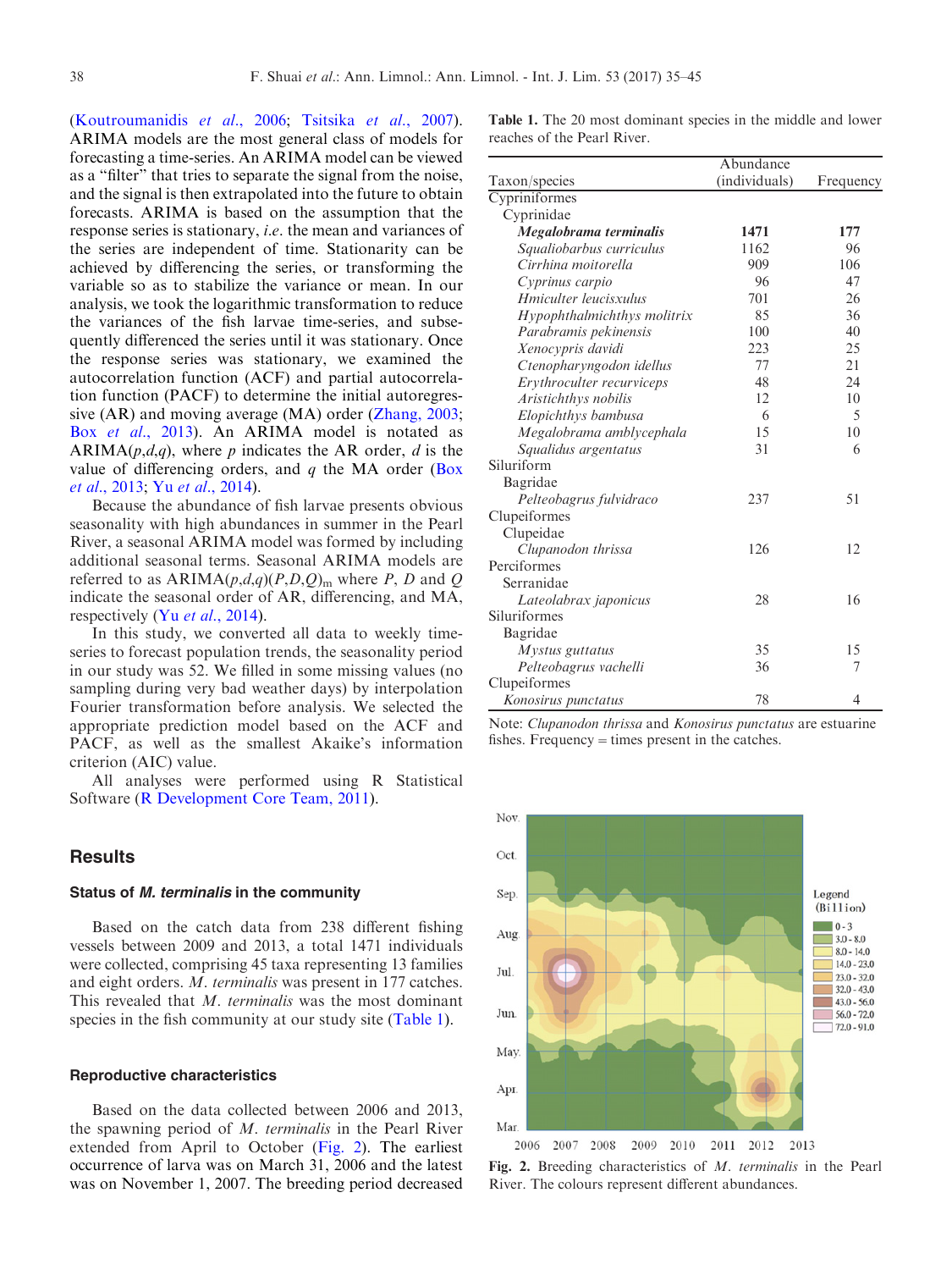(Koutroumanidis *et al.*, 2006; Tsitsika *et al.*, 2007). ARIMA models are the most general class of models for forecasting a time-series. An ARIMA model can be viewed as a "filter" that tries to separate the signal from the noise, and the signal is then extrapolated into the future to obtain forecasts. ARIMA is based on the assumption that the response series is stationary, *i.e.* the mean and variances of the series are independent of time. Stationarity can be achieved by differencing the series, or transforming the variable so as to stabilize the variance or mean. In our analysis, we took the logarithmic transformation to reduce the variances of the fish larvae time-series, and subsequently differenced the series until it was stationary. Once the response series was stationary, we examined the autocorrelation function (ACF) and partial autocorrelation function (PACF) to determine the initial autoregressive (AR) and moving average (MA) order (Zhang, 2003; Box *et al.*, 2013). An ARIMA model is notated as ARIMA($p$,$d$,$q$), where $p$ indicates the AR order, $d$ is the value of differencing orders, and $q$ the MA order (Box *et al.*, 2013; Yu *et al.*, 2014).

Because the abundance of fish larvae presents obvious seasonality with high abundances in summer in the Pearl River, a seasonal ARIMA model was formed by including additional seasonal terms. Seasonal ARIMA models are referred to as ARIMA$(p,d,q)(P,D,Q)_m$ where $P$, $D$ and $Q$ indicate the seasonal order of AR, differencing, and MA, respectively (Yu *et al.*, 2014).

In this study, we converted all data to weekly time-series to forecast population trends, the seasonality period in our study was 52. We filled in some missing values (no sampling during very bad weather days) by interpolation Fourier transformation before analysis. We selected the appropriate prediction model based on the ACF and PACF, as well as the smallest Akaike's information criterion (AIC) value.

All analyses were performed using R Statistical Software (R Development Core Team, 2011).

## Results

### Status of *M. terminalis* in the community

Based on the catch data from 238 different fishing vessels between 2009 and 2013, a total 1471 individuals were collected, comprising 45 taxa representing 13 families and eight orders. *M. terminalis* was present in 177 catches. This revealed that *M. terminalis* was the most dominant species in the fish community at our study site (Table 1).

### Reproductive characteristics

Based on the data collected between 2006 and 2013, the spawning period of *M. terminalis* in the Pearl River extended from April to October (Fig. 2). The earliest occurrence of larva was on March 31, 2006 and the latest was on November 1, 2007. The breeding period decreased

**Table 1.** The 20 most dominant species in the middle and lower reaches of the Pearl River.

| Taxon/species | Abundance (individuals) | Frequency |
|---|---|---|
| Cypriniformes | | |
| Cyprinidae | | |
| ***Megalobrama terminalis*** | **1471** | **177** |
| *Squaliobarbus curriculus* | 1162 | 96 |
| *Cirrhina moitorella* | 909 | 106 |
| *Cyprinus carpio* | 96 | 47 |
| *Hmiculter leucisxulus* | 701 | 26 |
| *Hypophthalmichthys molitrix* | 85 | 36 |
| *Parabramis pekinensis* | 100 | 40 |
| *Xenocypris davidi* | 223 | 25 |
| *Ctenopharyngodon idellus* | 77 | 21 |
| *Erythroculter recurviceps* | 48 | 24 |
| *Aristichthys nobilis* | 12 | 10 |
| *Elopichthys bambusa* | 6 | 5 |
| *Megalobrama amblycephala* | 15 | 10 |
| *Squalidus argentatus* | 31 | 6 |
| Siluriform | | |
| Bagridae | | |
| *Pelteobagrus fulvidraco* | 237 | 51 |
| Clupeiformes | | |
| Clupeidae | | |
| *Clupanodon thrissa* | 126 | 12 |
| Perciformes | | |
| Serranidae | | |
| *Lateolabrax japonicus* | 28 | 16 |
| Siluriformes | | |
| Bagridae | | |
| *Mystus guttatus* | 35 | 15 |
| *Pelteobagrus vachelli* | 36 | 7 |
| Clupeiformes | | |
| *Konosirus punctatus* | 78 | 4 |

Note: *Clupanodon thrissa* and *Konosirus punctatus* are estuarine fishes. Frequency = times present in the catches.

**Fig. 2.** Breeding characteristics of *M. terminalis* in the Pearl River. The colours represent different abundances.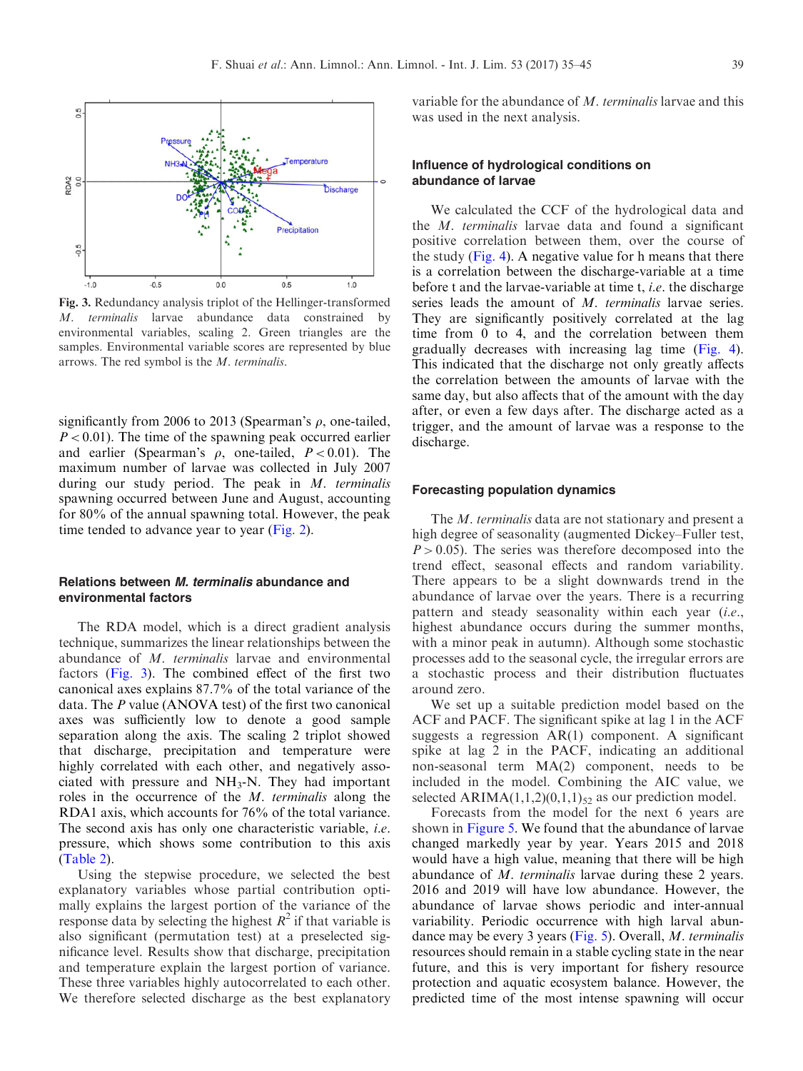Fig. 3. Redundancy analysis triplot of the Hellinger-transformed *M. terminalis* larvae abundance data constrained by environmental variables, scaling 2. Green triangles are the samples. Environmental variable scores are represented by blue arrows. The red symbol is the *M. terminalis*.

significantly from 2006 to 2013 (Spearman's $\rho$, one-tailed, $P < 0.01$). The time of the spawning peak occurred earlier and earlier (Spearman's $\rho$, one-tailed, $P < 0.01$). The maximum number of larvae was collected in July 2007 during our study period. The peak in *M. terminalis* spawning occurred between June and August, accounting for 80% of the annual spawning total. However, the peak time tended to advance year to year (Fig. 2).

### Relations between *M. terminalis* abundance and environmental factors

The RDA model, which is a direct gradient analysis technique, summarizes the linear relationships between the abundance of *M. terminalis* larvae and environmental factors (Fig. 3). The combined effect of the first two canonical axes explains 87.7% of the total variance of the data. The *P* value (ANOVA test) of the first two canonical axes was sufficiently low to denote a good sample separation along the axis. The scaling 2 triplot showed that discharge, precipitation and temperature were highly correlated with each other, and negatively associated with pressure and $NH_3$-N. They had important roles in the occurrence of the *M. terminalis* along the RDA1 axis, which accounts for 76% of the total variance. The second axis has only one characteristic variable, *i.e.* pressure, which shows some contribution to this axis (Table 2).

Using the stepwise procedure, we selected the best explanatory variables whose partial contribution optimally explains the largest portion of the variance of the response data by selecting the highest $R^2$ if that variable is also significant (permutation test) at a preselected significance level. Results show that discharge, precipitation and temperature explain the largest portion of variance. These three variables highly autocorrelated to each other. We therefore selected discharge as the best explanatory variable for the abundance of *M. terminalis* larvae and this was used in the next analysis.

### Influence of hydrological conditions on abundance of larvae

We calculated the CCF of the hydrological data and the *M. terminalis* larvae data and found a significant positive correlation between them, over the course of the study (Fig. 4). A negative value for h means that there is a correlation between the discharge-variable at a time before t and the larvae-variable at time t, *i.e.* the discharge series leads the amount of *M. terminalis* larvae series. They are significantly positively correlated at the lag time from 0 to 4, and the correlation between them gradually decreases with increasing lag time (Fig. 4). This indicated that the discharge not only greatly affects the correlation between the amounts of larvae with the same day, but also affects that of the amount with the day after, or even a few days after. The discharge acted as a trigger, and the amount of larvae was a response to the discharge.

### Forecasting population dynamics

The *M. terminalis* data are not stationary and present a high degree of seasonality (augmented Dickey–Fuller test, $P > 0.05$). The series was therefore decomposed into the trend effect, seasonal effects and random variability. There appears to be a slight downwards trend in the abundance of larvae over the years. There is a recurring pattern and steady seasonality within each year (*i.e.*, highest abundance occurs during the summer months, with a minor peak in autumn). Although some stochastic processes add to the seasonal cycle, the irregular errors are a stochastic process and their distribution fluctuates around zero.

We set up a suitable prediction model based on the ACF and PACF. The significant spike at lag 1 in the ACF suggests a regression AR(1) component. A significant spike at lag 2 in the PACF, indicating an additional non-seasonal term MA(2) component, needs to be included in the model. Combining the AIC value, we selected ARIMA(1,1,2)$(0,1,1)_{52}$ as our prediction model.

Forecasts from the model for the next 6 years are shown in Figure 5. We found that the abundance of larvae changed markedly year by year. Years 2015 and 2018 would have a high value, meaning that there will be high abundance of *M. terminalis* larvae during these 2 years. 2016 and 2019 will have low abundance. However, the abundance of larvae shows periodic and inter-annual variability. Periodic occurrence with high larval abundance may be every 3 years (Fig. 5). Overall, *M. terminalis* resources should remain in a stable cycling state in the near future, and this is very important for fishery resource protection and aquatic ecosystem balance. However, the predicted time of the most intense spawning will occur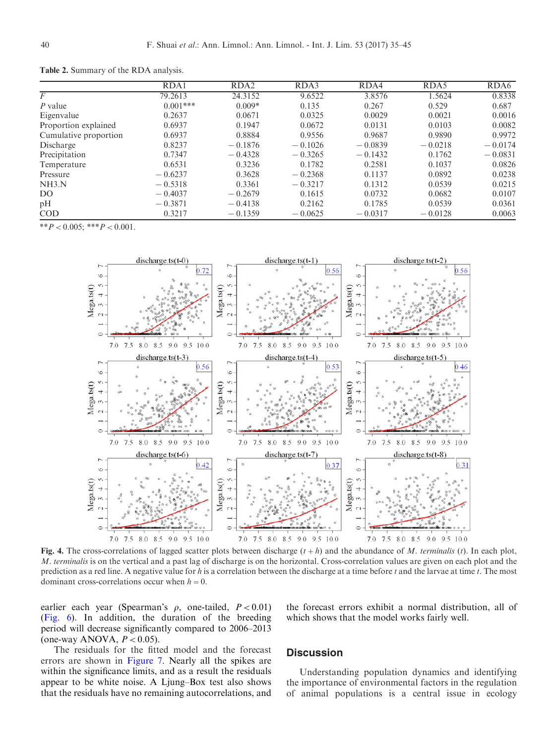**Table 2.** Summary of the RDA analysis.

| | RDA1 | RDA2 | RDA3 | RDA4 | RDA5 | RDA6 |
|---|---|---|---|---|---|---|
| $F$ | 79.2613 | 24.3152 | 9.6522 | 3.8576 | 1.5624 | 0.8338 |
| $P$ value | 0.001*** | 0.009* | 0.135 | 0.267 | 0.529 | 0.687 |
| Eigenvalue | 0.2637 | 0.0671 | 0.0325 | 0.0029 | 0.0021 | 0.0016 |
| Proportion explained | 0.6937 | 0.1947 | 0.0672 | 0.0131 | 0.0103 | 0.0082 |
| Cumulative proportion | 0.6937 | 0.8884 | 0.9556 | 0.9687 | 0.9890 | 0.9972 |
| Discharge | 0.8237 | −0.1876 | −0.1026 | −0.0839 | −0.0218 | −0.0174 |
| Precipitation | 0.7347 | −0.4328 | −0.3265 | −0.1432 | 0.1762 | −0.0831 |
| Temperature | 0.6531 | 0.3236 | 0.1782 | 0.2581 | 0.1037 | 0.0826 |
| Pressure | −0.6237 | 0.3628 | −0.2368 | 0.1137 | 0.0892 | 0.0238 |
| NH3.N | −0.5318 | 0.3361 | −0.3217 | 0.1312 | 0.0539 | 0.0215 |
| DO | −0.4037 | −0.2679 | 0.1615 | 0.0732 | 0.0682 | 0.0107 |
| pH | −0.3871 | −0.4138 | 0.2162 | 0.1785 | 0.0539 | 0.0361 |
| COD | 0.3217 | −0.1359 | −0.0625 | −0.0317 | −0.0128 | 0.0063 |

**$P < 0.005$; ***$P < 0.001$.

**Fig. 4.** The cross-correlations of lagged scatter plots between discharge ($t + h$) and the abundance of *M. terminalis* ($t$). In each plot, *M. terminalis* is on the vertical and a past lag of discharge is on the horizontal. Cross-correlation values are given on each plot and the prediction as a red line. A negative value for $h$ is a correlation between the discharge at a time before $t$ and the larvae at time $t$. The most dominant cross-correlations occur when $h = 0$.

earlier each year (Spearman's $\rho$, one-tailed, $P < 0.01$) (Fig. 6). In addition, the duration of the breeding period will decrease significantly compared to 2006–2013 (one-way ANOVA, $P < 0.05$).

The residuals for the fitted model and the forecast errors are shown in Figure 7. Nearly all the spikes are within the significance limits, and as a result the residuals appear to be white noise. A Ljung–Box test also shows that the residuals have no remaining autocorrelations, and the forecast errors exhibit a normal distribution, all of which shows that the model works fairly well.

## Discussion

Understanding population dynamics and identifying the importance of environmental factors in the regulation of animal populations is a central issue in ecology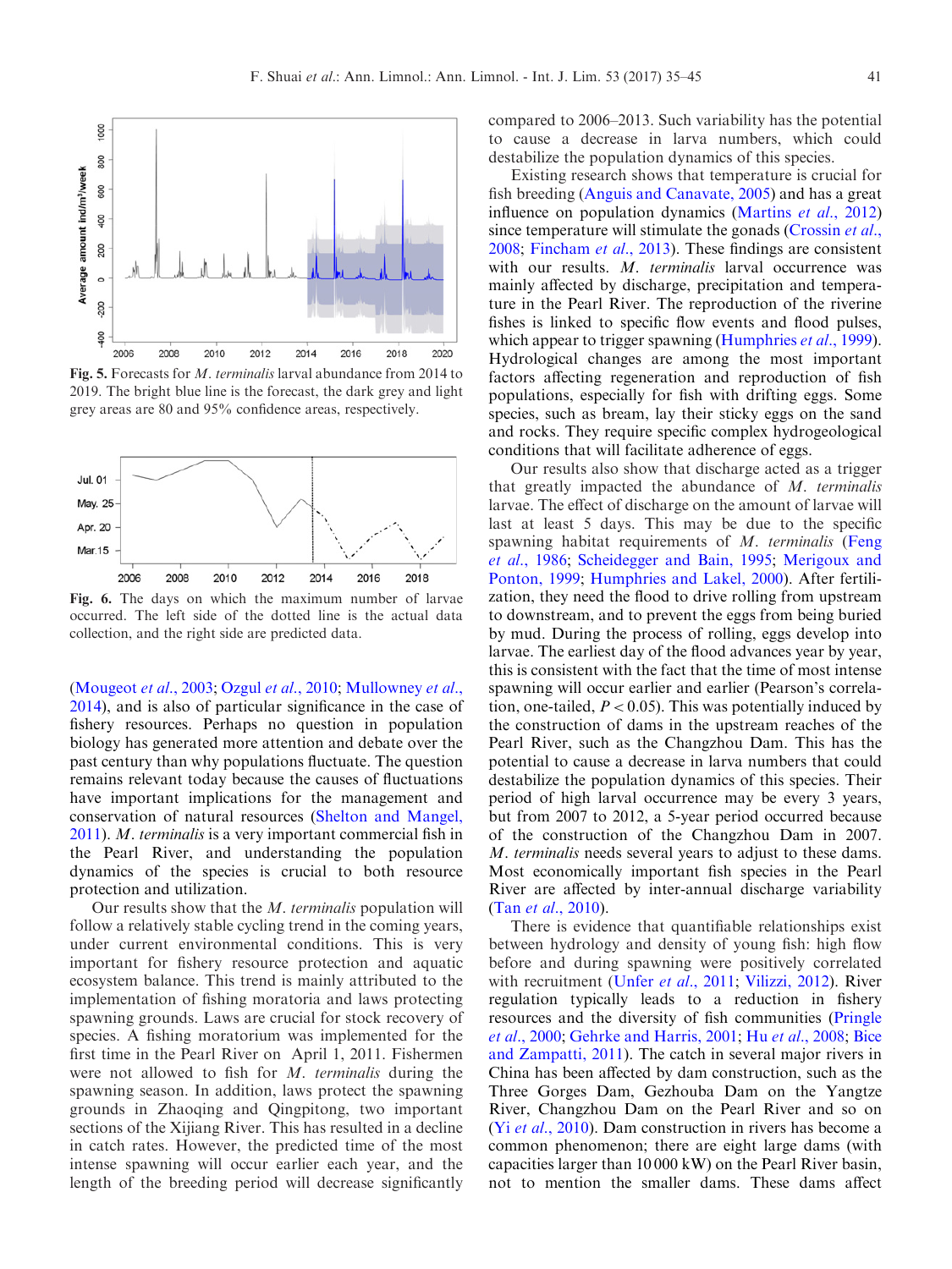Fig. 5. Forecasts for *M. terminalis* larval abundance from 2014 to 2019. The bright blue line is the forecast, the dark grey and light grey areas are 80 and 95% confidence areas, respectively.

Fig. 6. The days on which the maximum number of larvae occurred. The left side of the dotted line is the actual data collection, and the right side are predicted data.

(Mougeot *et al.*, 2003; Ozgul *et al.*, 2010; Mullowney *et al.*, 2014), and is also of particular significance in the case of fishery resources. Perhaps no question in population biology has generated more attention and debate over the past century than why populations fluctuate. The question remains relevant today because the causes of fluctuations have important implications for the management and conservation of natural resources (Shelton and Mangel, 2011). *M. terminalis* is a very important commercial fish in the Pearl River, and understanding the population dynamics of the species is crucial to both resource protection and utilization.

Our results show that the *M. terminalis* population will follow a relatively stable cycling trend in the coming years, under current environmental conditions. This is very important for fishery resource protection and aquatic ecosystem balance. This trend is mainly attributed to the implementation of fishing moratoria and laws protecting spawning grounds. Laws are crucial for stock recovery of species. A fishing moratorium was implemented for the first time in the Pearl River on April 1, 2011. Fishermen were not allowed to fish for *M. terminalis* during the spawning season. In addition, laws protect the spawning grounds in Zhaoqing and Qingpitong, two important sections of the Xijiang River. This has resulted in a decline in catch rates. However, the predicted time of the most intense spawning will occur earlier each year, and the length of the breeding period will decrease significantly compared to 2006–2013. Such variability has the potential to cause a decrease in larva numbers, which could destabilize the population dynamics of this species.

Existing research shows that temperature is crucial for fish breeding (Anguis and Canavate, 2005) and has a great influence on population dynamics (Martins *et al.*, 2012) since temperature will stimulate the gonads (Crossin *et al.*, 2008; Fincham *et al.*, 2013). These findings are consistent with our results. *M. terminalis* larval occurrence was mainly affected by discharge, precipitation and temperature in the Pearl River. The reproduction of the riverine fishes is linked to specific flow events and flood pulses, which appear to trigger spawning (Humphries *et al.*, 1999). Hydrological changes are among the most important factors affecting regeneration and reproduction of fish populations, especially for fish with drifting eggs. Some species, such as bream, lay their sticky eggs on the sand and rocks. They require specific complex hydrogeological conditions that will facilitate adherence of eggs.

Our results also show that discharge acted as a trigger that greatly impacted the abundance of *M. terminalis* larvae. The effect of discharge on the amount of larvae will last at least 5 days. This may be due to the specific spawning habitat requirements of *M. terminalis* (Feng *et al.*, 1986; Scheidegger and Bain, 1995; Merigoux and Ponton, 1999; Humphries and Lakel, 2000). After fertilization, they need the flood to drive rolling from upstream to downstream, and to prevent the eggs from being buried by mud. During the process of rolling, eggs develop into larvae. The earliest day of the flood advances year by year, this is consistent with the fact that the time of most intense spawning will occur earlier and earlier (Pearson's correlation, one-tailed, $P < 0.05$). This was potentially induced by the construction of dams in the upstream reaches of the Pearl River, such as the Changzhou Dam. This has the potential to cause a decrease in larva numbers that could destabilize the population dynamics of this species. Their period of high larval occurrence may be every 3 years, but from 2007 to 2012, a 5-year period occurred because of the construction of the Changzhou Dam in 2007. *M. terminalis* needs several years to adjust to these dams. Most economically important fish species in the Pearl River are affected by inter-annual discharge variability (Tan *et al.*, 2010).

There is evidence that quantifiable relationships exist between hydrology and density of young fish: high flow before and during spawning were positively correlated with recruitment (Unfer *et al.*, 2011; Vilizzi, 2012). River regulation typically leads to a reduction in fishery resources and the diversity of fish communities (Pringle *et al.*, 2000; Gehrke and Harris, 2001; Hu *et al.*, 2008; Bice and Zampatti, 2011). The catch in several major rivers in China has been affected by dam construction, such as the Three Gorges Dam, Gezhouba Dam on the Yangtze River, Changzhou Dam on the Pearl River and so on (Yi *et al.*, 2010). Dam construction in rivers has become a common phenomenon; there are eight large dams (with capacities larger than 10 000 kW) on the Pearl River basin, not to mention the smaller dams. These dams affect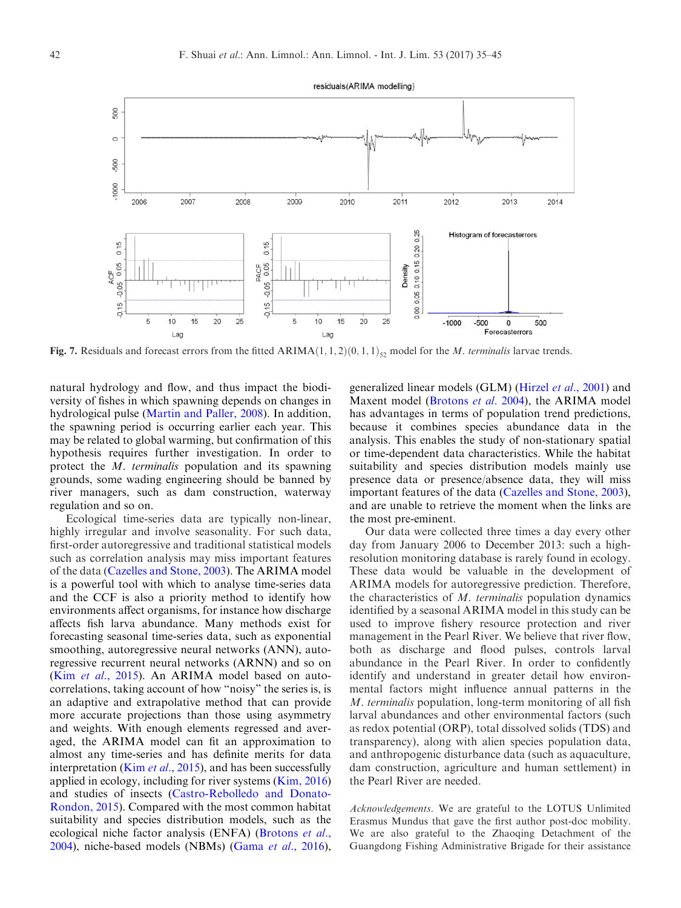Fig. 7. Residuals and forecast errors from the fitted ARIMA$(1,1,2)(0,1,1)_{52}$ model for the *M. terminalis* larvae trends.

natural hydrology and flow, and thus impact the biodiversity of fishes in which spawning depends on changes in hydrological pulse (Martin and Paller, 2008). In addition, the spawning period is occurring earlier each year. This may be related to global warming, but confirmation of this hypothesis requires further investigation. In order to protect the *M. terminalis* population and its spawning grounds, some wading engineering should be banned by river managers, such as dam construction, waterway regulation and so on.

Ecological time-series data are typically non-linear, highly irregular and involve seasonality. For such data, first-order autoregressive and traditional statistical models such as correlation analysis may miss important features of the data (Cazelles and Stone, 2003). The ARIMA model is a powerful tool with which to analyse time-series data and the CCF is also a priority method to identify how environments affect organisms, for instance how discharge affects fish larva abundance. Many methods exist for forecasting seasonal time-series data, such as exponential smoothing, autoregressive neural networks (ANN), autoregressive recurrent neural networks (ARNN) and so on (Kim *et al.*, 2015). An ARIMA model based on autocorrelations, taking account of how "noisy" the series is, is an adaptive and extrapolative method that can provide more accurate projections than those using asymmetry and weights. With enough elements regressed and averaged, the ARIMA model can fit an approximation to almost any time-series and has definite merits for data interpretation (Kim *et al.*, 2015), and has been successfully applied in ecology, including for river systems (Kim, 2016) and studies of insects (Castro-Rebolledo and Donato-Rondon, 2015). Compared with the most common habitat suitability and species distribution models, such as the ecological niche factor analysis (ENFA) (Brotons *et al.*, 2004), niche-based models (NBMs) (Gama *et al.*, 2016), generalized linear models (GLM) (Hirzel *et al.*, 2001) and Maxent model (Brotons *et al.* 2004), the ARIMA model has advantages in terms of population trend predictions, because it combines species abundance data in the analysis. This enables the study of non-stationary spatial or time-dependent data characteristics. While the habitat suitability and species distribution models mainly use presence data or presence/absence data, they will miss important features of the data (Cazelles and Stone, 2003), and are unable to retrieve the moment when the links are the most pre-eminent.

Our data were collected three times a day every other day from January 2006 to December 2013: such a high-resolution monitoring database is rarely found in ecology. These data would be valuable in the development of ARIMA models for autoregressive prediction. Therefore, the characteristics of *M. terminalis* population dynamics identified by a seasonal ARIMA model in this study can be used to improve fishery resource protection and river management in the Pearl River. We believe that river flow, both as discharge and flood pulses, controls larval abundance in the Pearl River. In order to confidently identify and understand in greater detail how environmental factors might influence annual patterns in the *M. terminalis* population, long-term monitoring of all fish larval abundances and other environmental factors (such as redox potential (ORP), total dissolved solids (TDS) and transparency), along with alien species population data, and anthropogenic disturbance data (such as aquaculture, dam construction, agriculture and human settlement) in the Pearl River are needed.

*Acknowledgements*. We are grateful to the LOTUS Unlimited Erasmus Mundus that gave the first author post-doc mobility. We are also grateful to the Zhaoqing Detachment of the Guangdong Fishing Administrative Brigade for their assistance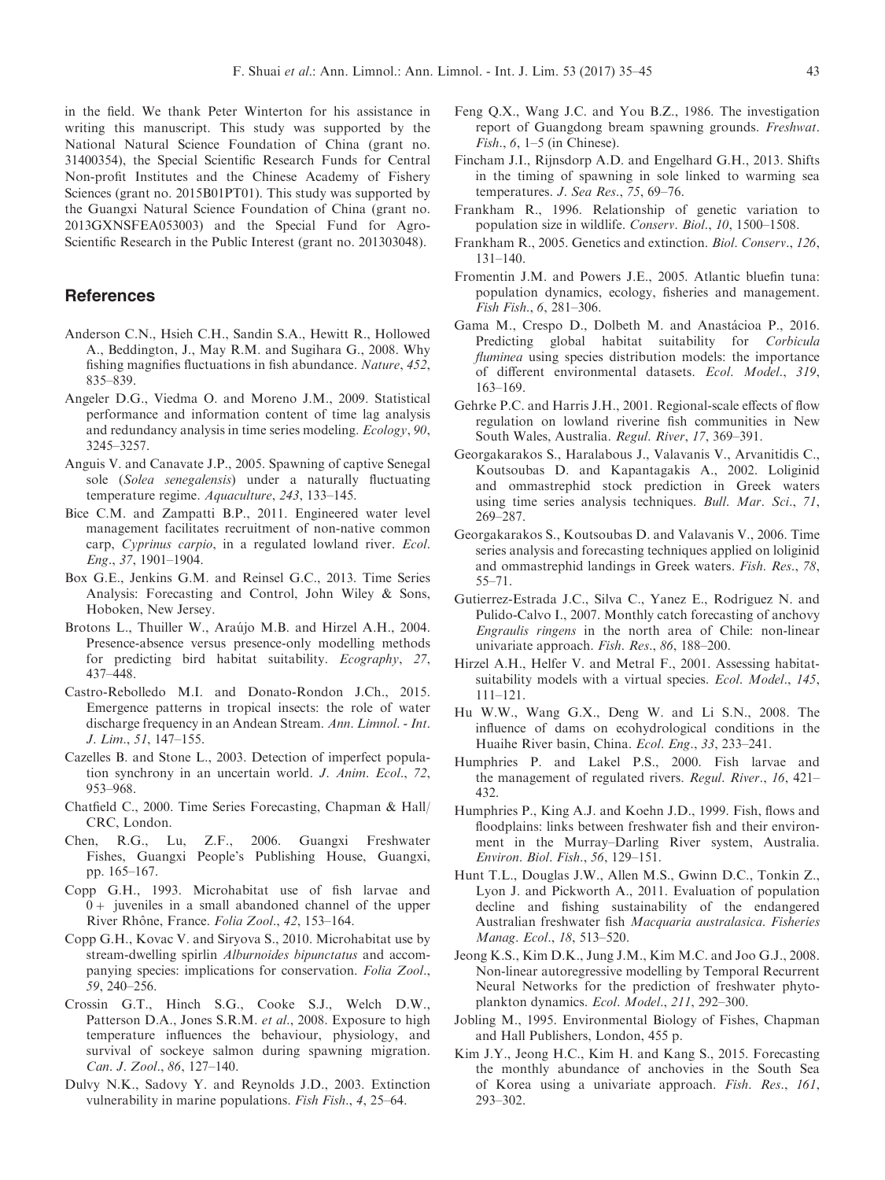in the field. We thank Peter Winterton for his assistance in writing this manuscript. This study was supported by the National Natural Science Foundation of China (grant no. 31400354), the Special Scientific Research Funds for Central Non-profit Institutes and the Chinese Academy of Fishery Sciences (grant no. 2015B01PT01). This study was supported by the Guangxi Natural Science Foundation of China (grant no. 2013GXNSFEA053003) and the Special Fund for Agro-Scientific Research in the Public Interest (grant no. 201303048).

## References

Anderson C.N., Hsieh C.H., Sandin S.A., Hewitt R., Hollowed A., Beddington, J., May R.M. and Sugihara G., 2008. Why fishing magnifies fluctuations in fish abundance. *Nature*, *452*, 835–839.

Angeler D.G., Viedma O. and Moreno J.M., 2009. Statistical performance and information content of time lag analysis and redundancy analysis in time series modeling. *Ecology*, *90*, 3245–3257.

Anguis V. and Canavate J.P., 2005. Spawning of captive Senegal sole (*Solea senegalensis*) under a naturally fluctuating temperature regime. *Aquaculture*, *243*, 133–145.

Bice C.M. and Zampatti B.P., 2011. Engineered water level management facilitates recruitment of non-native common carp, *Cyprinus carpio*, in a regulated lowland river. *Ecol. Eng*., *37*, 1901–1904.

Box G.E., Jenkins G.M. and Reinsel G.C., 2013. Time Series Analysis: Forecasting and Control, John Wiley & Sons, Hoboken, New Jersey.

Brotons L., Thuiller W., Araújo M.B. and Hirzel A.H., 2004. Presence-absence versus presence-only modelling methods for predicting bird habitat suitability. *Ecography*, *27*, 437–448.

Castro-Rebolledo M.I. and Donato-Rondon J.Ch., 2015. Emergence patterns in tropical insects: the role of water discharge frequency in an Andean Stream. *Ann. Limnol. - Int. J. Lim*., *51*, 147–155.

Cazelles B. and Stone L., 2003. Detection of imperfect population synchrony in an uncertain world. *J. Anim. Ecol*., *72*, 953–968.

Chatfield C., 2000. Time Series Forecasting, Chapman & Hall/CRC, London.

Chen, R.G., Lu, Z.F., 2006. Guangxi Freshwater Fishes, Guangxi People's Publishing House, Guangxi, pp. 165–167.

Copp G.H., 1993. Microhabitat use of fish larvae and 0+ juveniles in a small abandoned channel of the upper River Rhône, France. *Folia Zool*., *42*, 153–164.

Copp G.H., Kovac V. and Siryova S., 2010. Microhabitat use by stream-dwelling spirlin *Alburnoides bipunctatus* and accompanying species: implications for conservation. *Folia Zool*., *59*, 240–256.

Crossin G.T., Hinch S.G., Cooke S.J., Welch D.W., Patterson D.A., Jones S.R.M. *et al*., 2008. Exposure to high temperature influences the behaviour, physiology, and survival of sockeye salmon during spawning migration. *Can. J. Zool*., *86*, 127–140.

Dulvy N.K., Sadovy Y. and Reynolds J.D., 2003. Extinction vulnerability in marine populations. *Fish Fish*., *4*, 25–64.

Feng Q.X., Wang J.C. and You B.Z., 1986. The investigation report of Guangdong bream spawning grounds. *Freshwat. Fish*., *6*, 1–5 (in Chinese).

Fincham J.I., Rijnsdorp A.D. and Engelhard G.H., 2013. Shifts in the timing of spawning in sole linked to warming sea temperatures. *J. Sea Res*., *75*, 69–76.

Frankham R., 1996. Relationship of genetic variation to population size in wildlife. *Conserv. Biol*., *10*, 1500–1508.

Frankham R., 2005. Genetics and extinction. *Biol. Conserv*., *126*, 131–140.

Fromentin J.M. and Powers J.E., 2005. Atlantic bluefin tuna: population dynamics, ecology, fisheries and management. *Fish Fish*., *6*, 281–306.

Gama M., Crespo D., Dolbeth M. and Anastácioa P., 2016. Predicting global habitat suitability for *Corbicula fluminea* using species distribution models: the importance of different environmental datasets. *Ecol. Model*., *319*, 163–169.

Gehrke P.C. and Harris J.H., 2001. Regional-scale effects of flow regulation on lowland riverine fish communities in New South Wales, Australia. *Regul. River*, *17*, 369–391.

Georgakarakos S., Haralabous J., Valavanis V., Arvanitidis C., Koutsoubas D. and Kapantagakis A., 2002. Loliginid and ommastrephid stock prediction in Greek waters using time series analysis techniques. *Bull. Mar. Sci*., *71*, 269–287.

Georgakarakos S., Koutsoubas D. and Valavanis V., 2006. Time series analysis and forecasting techniques applied on loliginid and ommastrephid landings in Greek waters. *Fish. Res*., *78*, 55–71.

Gutierrez-Estrada J.C., Silva C., Yanez E., Rodriguez N. and Pulido-Calvo I., 2007. Monthly catch forecasting of anchovy *Engraulis ringens* in the north area of Chile: non-linear univariate approach. *Fish. Res*., *86*, 188–200.

Hirzel A.H., Helfer V. and Metral F., 2001. Assessing habitat-suitability models with a virtual species. *Ecol. Model*., *145*, 111–121.

Hu W.W., Wang G.X., Deng W. and Li S.N., 2008. The influence of dams on ecohydrological conditions in the Huaihe River basin, China. *Ecol. Eng*., *33*, 233–241.

Humphries P. and Lakel P.S., 2000. Fish larvae and the management of regulated rivers. *Regul. River*., *16*, 421–432.

Humphries P., King A.J. and Koehn J.D., 1999. Fish, flows and floodplains: links between freshwater fish and their environment in the Murray–Darling River system, Australia. *Environ. Biol. Fish*., *56*, 129–151.

Hunt T.L., Douglas J.W., Allen M.S., Gwinn D.C., Tonkin Z., Lyon J. and Pickworth A., 2011. Evaluation of population decline and fishing sustainability of the endangered Australian freshwater fish *Macquaria australasica*. *Fisheries Manag. Ecol*., *18*, 513–520.

Jeong K.S., Kim D.K., Jung J.M., Kim M.C. and Joo G.J., 2008. Non-linear autoregressive modelling by Temporal Recurrent Neural Networks for the prediction of freshwater phytoplankton dynamics. *Ecol. Model*., *211*, 292–300.

Jobling M., 1995. Environmental Biology of Fishes, Chapman and Hall Publishers, London, 455 p.

Kim J.Y., Jeong H.C., Kim H. and Kang S., 2015. Forecasting the monthly abundance of anchovies in the South Sea of Korea using a univariate approach. *Fish. Res*., *161*, 293–302.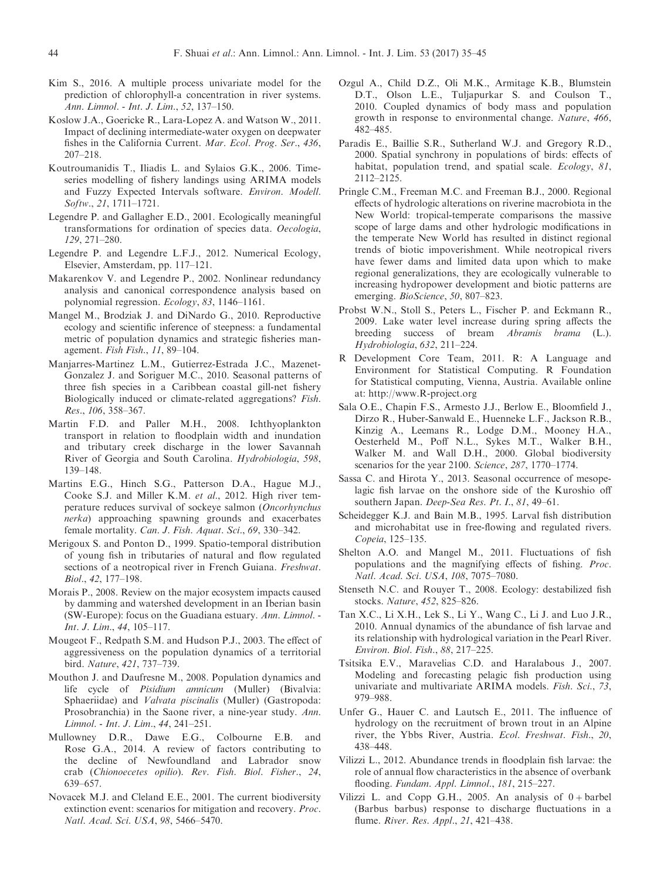Kim S., 2016. A multiple process univariate model for the prediction of chlorophyll-a concentration in river systems. *Ann. Limnol. - Int. J. Lim.*, *52*, 137–150.

Koslow J.A., Goericke R., Lara-Lopez A. and Watson W., 2011. Impact of declining intermediate-water oxygen on deepwater fishes in the California Current. *Mar. Ecol. Prog. Ser.*, *436*, 207–218.

Koutroumanidis T., Iliadis L. and Sylaios G.K., 2006. Time-series modelling of fishery landings using ARIMA models and Fuzzy Expected Intervals software. *Environ. Modell. Softw.*, *21*, 1711–1721.

Legendre P. and Gallagher E.D., 2001. Ecologically meaningful transformations for ordination of species data. *Oecologia*, *129*, 271–280.

Legendre P. and Legendre L.F.J., 2012. Numerical Ecology, Elsevier, Amsterdam, pp. 117–121.

Makarenkov V. and Legendre P., 2002. Nonlinear redundancy analysis and canonical correspondence analysis based on polynomial regression. *Ecology*, *83*, 1146–1161.

Mangel M., Brodziak J. and DiNardo G., 2010. Reproductive ecology and scientific inference of steepness: a fundamental metric of population dynamics and strategic fisheries management. *Fish Fish.*, *11*, 89–104.

Manjarres-Martinez L.M., Gutierrez-Estrada J.C., Mazenet-Gonzalez J. and Soriguer M.C., 2010. Seasonal patterns of three fish species in a Caribbean coastal gill-net fishery Biologically induced or climate-related aggregations? *Fish. Res.*, *106*, 358–367.

Martin F.D. and Paller M.H., 2008. Ichthyoplankton transport in relation to floodplain width and inundation and tributary creek discharge in the lower Savannah River of Georgia and South Carolina. *Hydrobiologia*, *598*, 139–148.

Martins E.G., Hinch S.G., Patterson D.A., Hague M.J., Cooke S.J. and Miller K.M. *et al.*, 2012. High river temperature reduces survival of sockeye salmon (*Oncorhynchus nerka*) approaching spawning grounds and exacerbates female mortality. *Can. J. Fish. Aquat. Sci.*, *69*, 330–342.

Merigoux S. and Ponton D., 1999. Spatio-temporal distribution of young fish in tributaries of natural and flow regulated sections of a neotropical river in French Guiana. *Freshwat. Biol.*, *42*, 177–198.

Morais P., 2008. Review on the major ecosystem impacts caused by damming and watershed development in an Iberian basin (SW-Europe): focus on the Guadiana estuary. *Ann. Limnol. - Int. J. Lim.*, *44*, 105–117.

Mougeot F., Redpath S.M. and Hudson P.J., 2003. The effect of aggressiveness on the population dynamics of a territorial bird. *Nature*, *421*, 737–739.

Mouthon J. and Daufresne M., 2008. Population dynamics and life cycle of *Pisidium amnicum* (Muller) (Bivalvia: Sphaeriidae) and *Valvata piscinalis* (Muller) (Gastropoda: Prosobranchia) in the Saone river, a nine-year study. *Ann. Limnol. - Int. J. Lim.*, *44*, 241–251.

Mullowney D.R., Dawe E.G., Colbourne E.B. and Rose G.A., 2014. A review of factors contributing to the decline of Newfoundland and Labrador snow crab (*Chionoecetes opilio*). *Rev. Fish. Biol. Fisher.*, *24*, 639–657.

Novacek M.J. and Cleland E.E., 2001. The current biodiversity extinction event: scenarios for mitigation and recovery. *Proc. Natl. Acad. Sci. USA*, *98*, 5466–5470.

Ozgul A., Child D.Z., Oli M.K., Armitage K.B., Blumstein D.T., Olson L.E., Tuljapurkar S. and Coulson T., 2010. Coupled dynamics of body mass and population growth in response to environmental change. *Nature*, *466*, 482–485.

Paradis E., Baillie S.R., Sutherland W.J. and Gregory R.D., 2000. Spatial synchrony in populations of birds: effects of habitat, population trend, and spatial scale. *Ecology*, *81*, 2112–2125.

Pringle C.M., Freeman M.C. and Freeman B.J., 2000. Regional effects of hydrologic alterations on riverine macrobiota in the New World: tropical-temperate comparisons the massive scope of large dams and other hydrologic modifications in the temperate New World has resulted in distinct regional trends of biotic impoverishment. While neotropical rivers have fewer dams and limited data upon which to make regional generalizations, they are ecologically vulnerable to increasing hydropower development and biotic patterns are emerging. *BioScience*, *50*, 807–823.

Probst W.N., Stoll S., Peters L., Fischer P. and Eckmann R., 2009. Lake water level increase during spring affects the breeding success of bream *Abramis brama* (L.). *Hydrobiologia*, *632*, 211–224.

R Development Core Team, 2011. R: A Language and Environment for Statistical Computing. R Foundation for Statistical computing, Vienna, Austria. Available online at: http://www.R-project.org

Sala O.E., Chapin F.S., Armesto J.J., Berlow E., Bloomfield J., Dirzo R., Huber-Sanwald E., Huenneke L.F., Jackson R.B., Kinzig A., Leemans R., Lodge D.M., Mooney H.A., Oesterheld M., Poff N.L., Sykes M.T., Walker B.H., Walker M. and Wall D.H., 2000. Global biodiversity scenarios for the year 2100. *Science*, *287*, 1770–1774.

Sassa C. and Hirota Y., 2013. Seasonal occurrence of mesopelagic fish larvae on the onshore side of the Kuroshio off southern Japan. *Deep-Sea Res. Pt. I.*, *81*, 49–61.

Scheidegger K.J. and Bain M.B., 1995. Larval fish distribution and microhabitat use in free-flowing and regulated rivers. *Copeia*, 125–135.

Shelton A.O. and Mangel M., 2011. Fluctuations of fish populations and the magnifying effects of fishing. *Proc. Natl. Acad. Sci. USA*, *108*, 7075–7080.

Stenseth N.C. and Rouyer T., 2008. Ecology: destabilized fish stocks. *Nature*, *452*, 825–826.

Tan X.C., Li X.H., Lek S., Li Y., Wang C., Li J. and Luo J.R., 2010. Annual dynamics of the abundance of fish larvae and its relationship with hydrological variation in the Pearl River. *Environ. Biol. Fish.*, *88*, 217–225.

Tsitsika E.V., Maravelias C.D. and Haralabous J., 2007. Modeling and forecasting pelagic fish production using univariate and multivariate ARIMA models. *Fish. Sci.*, *73*, 979–988.

Unfer G., Hauer C. and Lautsch E., 2011. The influence of hydrology on the recruitment of brown trout in an Alpine river, the Ybbs River, Austria. *Ecol. Freshwat. Fish.*, *20*, 438–448.

Vilizzi L., 2012. Abundance trends in floodplain fish larvae: the role of annual flow characteristics in the absence of overbank flooding. *Fundam. Appl. Limnol.*, *181*, 215–227.

Vilizzi L. and Copp G.H., 2005. An analysis of 0 + barbel (Barbus barbus) response to discharge fluctuations in a flume. *River. Res. Appl.*, *21*, 421–438.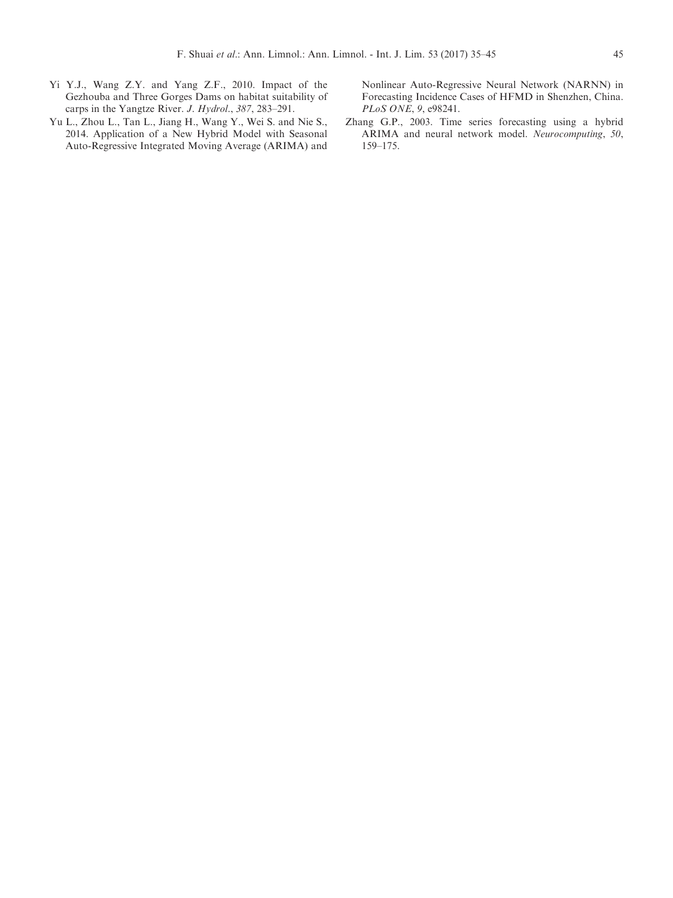Yi Y.J., Wang Z.Y. and Yang Z.F., 2010. Impact of the Gezhouba and Three Gorges Dams on habitat suitability of carps in the Yangtze River. *J. Hydrol.*, *387*, 283–291.

Yu L., Zhou L., Tan L., Jiang H., Wang Y., Wei S. and Nie S., 2014. Application of a New Hybrid Model with Seasonal Auto-Regressive Integrated Moving Average (ARIMA) and Nonlinear Auto-Regressive Neural Network (NARNN) in Forecasting Incidence Cases of HFMD in Shenzhen, China. *PLoS ONE*, *9*, e98241.

Zhang G.P., 2003. Time series forecasting using a hybrid ARIMA and neural network model. *Neurocomputing*, *50*, 159–175.